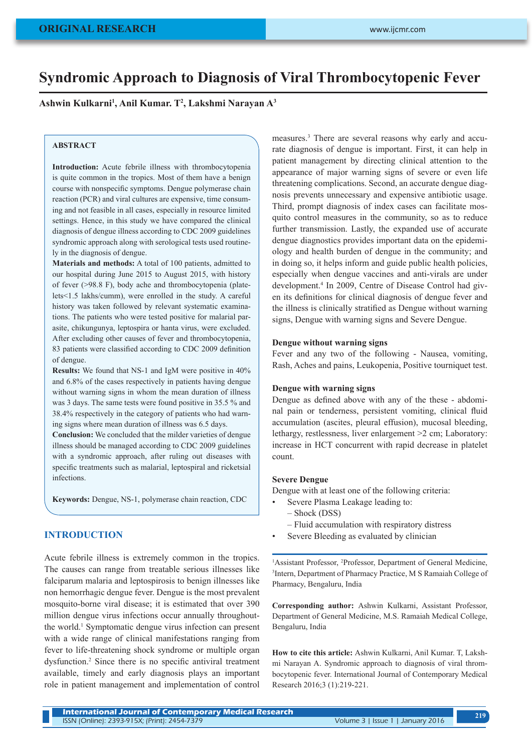# Syndromic Approach to Diagnosis of Viral Thrombocytopenic Fever

**Ashwin Kulkarni[1], Anil Kumar. T[2], Lakshmi Narayan A[3]**

## ABSTRACT

**Introduction:** Acute febrile illness with thrombocytopenia is quite common in the tropics. Most of them have a benign course with nonspecific symptoms. Dengue polymerase chain reaction (PCR) and viral cultures are expensive, time consuming and not feasible in all cases, especially in resource limited settings. Hence, in this study we have compared the clinical diagnosis of dengue illness according to CDC 2009 guidelines syndromic approach along with serological tests used routinely in the diagnosis of dengue.

**Materials and methods:** A total of 100 patients, admitted to our hospital during June 2015 to August 2015, with history of fever (>98.8 F), body ache and thrombocytopenia (platelets<1.5 lakhs/cumm), were enrolled in the study. A careful history was taken followed by relevant systematic examinations. The patients who were tested positive for malarial parasite, chikungunya, leptospira or hanta virus, were excluded. After excluding other causes of fever and thrombocytopenia, 83 patients were classified according to CDC 2009 definition of dengue.

**Results:** We found that NS-1 and IgM were positive in 40% and 6.8% of the cases respectively in patients having dengue without warning signs in whom the mean duration of illness was 3 days. The same tests were found positive in 35.5 % and 38.4% respectively in the category of patients who had warning signs where mean duration of illness was 6.5 days.

**Conclusion:** We concluded that the milder varieties of dengue illness should be managed according to CDC 2009 guidelines with a syndromic approach, after ruling out diseases with specific treatments such as malarial, leptospiral and ricketsial infections.

**Keywords:** Dengue, NS-1, polymerase chain reaction, CDC

## INTRODUCTION

Acute febrile illness is extremely common in the tropics. The causes can range from treatable serious illnesses like falciparum malaria and leptospirosis to benign illnesses like non hemorrhagic dengue fever. Dengue is the most prevalent mosquito-borne viral disease; it is estimated that over 390 million dengue virus infections occur annually throughout the world.[1] Symptomatic dengue virus infection can present with a wide range of clinical manifestations ranging from fever to life-threatening shock syndrome or multiple organ dysfunction.[2] Since there is no specific antiviral treatment available, timely and early diagnosis plays an important role in patient management and implementation of control measures.[3] There are several reasons why early and accurate diagnosis of dengue is important. First, it can help in patient management by directing clinical attention to the appearance of major warning signs of severe or even life threatening complications. Second, an accurate dengue diagnosis prevents unnecessary and expensive antibiotic usage. Third, prompt diagnosis of index cases can facilitate mosquito control measures in the community, so as to reduce further transmission. Lastly, the expanded use of accurate dengue diagnostics provides important data on the epidemiology and health burden of dengue in the community; and in doing so, it helps inform and guide public health policies, especially when dengue vaccines and anti-virals are under development.[4] In 2009, Centre of Disease Control had given its definitions for clinical diagnosis of dengue fever and the illness is clinically stratified as Dengue without warning signs, Dengue with warning signs and Severe Dengue.

### Dengue without warning signs

Fever and any two of the following - Nausea, vomiting, Rash, Aches and pains, Leukopenia, Positive tourniquet test.

### Dengue with warning signs

Dengue as defined above with any of the these - abdominal pain or tenderness, persistent vomiting, clinical fluid accumulation (ascites, pleural effusion), mucosal bleeding, lethargy, restlessness, liver enlargement >2 cm; Laboratory: increase in HCT concurrent with rapid decrease in platelet count.

### Severe Dengue

Dengue with at least one of the following criteria:

- Severe Plasma Leakage leading to:
  - – Shock (DSS)
  - – Fluid accumulation with respiratory distress
- Severe Bleeding as evaluated by clinician

[1]Assistant Professor, [2]Professor, Department of General Medicine, [3]Intern, Department of Pharmacy Practice, M S Ramaiah College of Pharmacy, Bengaluru, India

**Corresponding author:** Ashwin Kulkarni, Assistant Professor, Department of General Medicine, M.S. Ramaiah Medical College, Bengaluru, India

**How to cite this article:** Ashwin Kulkarni, Anil Kumar. T, Lakshmi Narayan A. Syndromic approach to diagnosis of viral thrombocytopenic fever. International Journal of Contemporary Medical Research 2016;3 (1):219-221.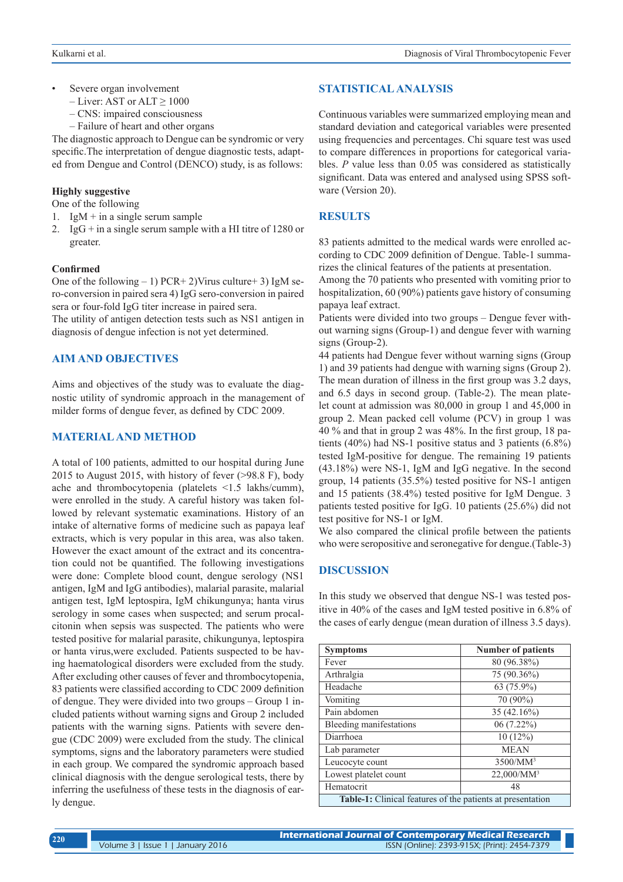- Severe organ involvement
  - Liver: AST or ALT ≥ 1000
  - CNS: impaired consciousness
  - Failure of heart and other organs

The diagnostic approach to Dengue can be syndromic or very specific.The interpretation of dengue diagnostic tests, adapted from Dengue and Control (DENCO) study, is as follows:

**Highly suggestive**

One of the following

1. IgM + in a single serum sample
2. IgG + in a single serum sample with a HI titre of 1280 or greater.

**Confirmed**

One of the following – 1) PCR+ 2)Virus culture+ 3) IgM sero-conversion in paired sera 4) IgG sero-conversion in paired sera or four-fold IgG titer increase in paired sera.

The utility of antigen detection tests such as NS1 antigen in diagnosis of dengue infection is not yet determined.

## AIM AND OBJECTIVES

Aims and objectives of the study was to evaluate the diagnostic utility of syndromic approach in the management of milder forms of dengue fever, as defined by CDC 2009.

## MATERIAL AND METHOD

A total of 100 patients, admitted to our hospital during June 2015 to August 2015, with history of fever (>98.8 F), body ache and thrombocytopenia (platelets <1.5 lakhs/cumm), were enrolled in the study. A careful history was taken followed by relevant systematic examinations. History of an intake of alternative forms of medicine such as papaya leaf extracts, which is very popular in this area, was also taken. However the exact amount of the extract and its concentration could not be quantified. The following investigations were done: Complete blood count, dengue serology (NS1 antigen, IgM and IgG antibodies), malarial parasite, malarial antigen test, IgM leptospira, IgM chikungunya; hanta virus serology in some cases when suspected; and serum procalcitonin when sepsis was suspected. The patients who were tested positive for malarial parasite, chikungunya, leptospira or hanta virus,were excluded. Patients suspected to be having haematological disorders were excluded from the study. After excluding other causes of fever and thrombocytopenia, 83 patients were classified according to CDC 2009 definition of dengue. They were divided into two groups – Group 1 included patients without warning signs and Group 2 included patients with the warning signs. Patients with severe dengue (CDC 2009) were excluded from the study. The clinical symptoms, signs and the laboratory parameters were studied in each group. We compared the syndromic approach based clinical diagnosis with the dengue serological tests, there by inferring the usefulness of these tests in the diagnosis of early dengue.

## STATISTICAL ANALYSIS

Continuous variables were summarized employing mean and standard deviation and categorical variables were presented using frequencies and percentages. Chi square test was used to compare differences in proportions for categorical variables. *P* value less than 0.05 was considered as statistically significant. Data was entered and analysed using SPSS software (Version 20).

## RESULTS

83 patients admitted to the medical wards were enrolled according to CDC 2009 definition of Dengue. Table-1 summarizes the clinical features of the patients at presentation.

Among the 70 patients who presented with vomiting prior to hospitalization, 60 (90%) patients gave history of consuming papaya leaf extract.

Patients were divided into two groups – Dengue fever without warning signs (Group-1) and dengue fever with warning signs (Group-2).

44 patients had Dengue fever without warning signs (Group 1) and 39 patients had dengue with warning signs (Group 2). The mean duration of illness in the first group was 3.2 days, and 6.5 days in second group. (Table-2). The mean platelet count at admission was 80,000 in group 1 and 45,000 in group 2. Mean packed cell volume (PCV) in group 1 was 40 % and that in group 2 was 48%. In the first group, 18 patients (40%) had NS-1 positive status and 3 patients (6.8%) tested IgM-positive for dengue. The remaining 19 patients (43.18%) were NS-1, IgM and IgG negative. In the second group, 14 patients (35.5%) tested positive for NS-1 antigen and 15 patients (38.4%) tested positive for IgM Dengue. 3 patients tested positive for IgG. 10 patients (25.6%) did not test positive for NS-1 or IgM.

We also compared the clinical profile between the patients who were seropositive and seronegative for dengue.(Table-3)

## DISCUSSION

In this study we observed that dengue NS-1 was tested positive in 40% of the cases and IgM tested positive in 6.8% of the cases of early dengue (mean duration of illness 3.5 days).

| Symptoms | Number of patients |
|---|---|
| Fever | 80 (96.38%) |
| Arthralgia | 75 (90.36%) |
| Headache | 63 (75.9%) |
| Vomiting | 70 (90%) |
| Pain abdomen | 35 (42.16%) |
| Bleeding manifestations | 06 (7.22%) |
| Diarrhoea | 10 (12%) |
| Lab parameter | MEAN |
| Leucocyte count | 3500/MM$^3$ |
| Lowest platelet count | 22,000/MM$^3$ |
| Hematocrit | 48 |

**Table-1:** Clinical features of the patients at presentation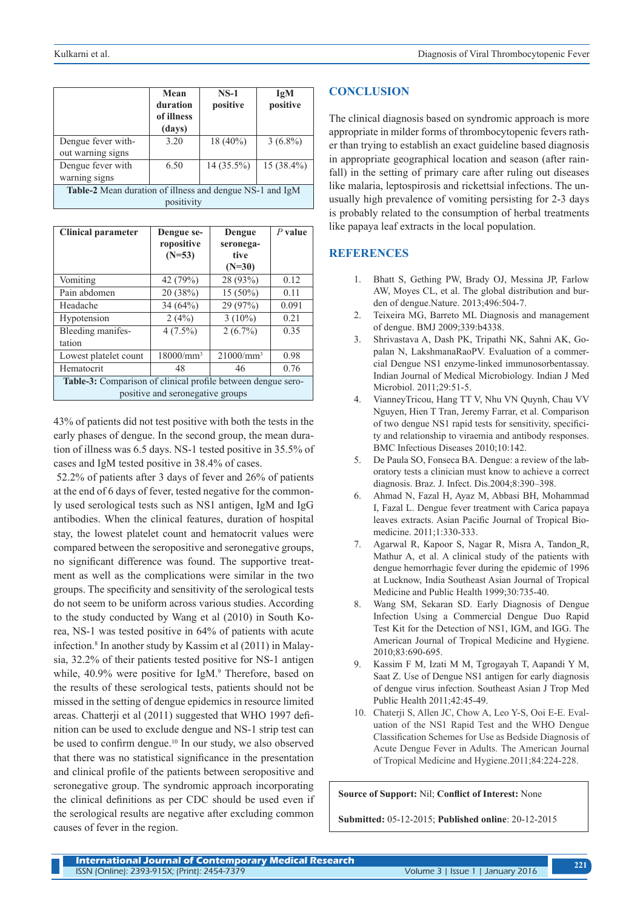|  | Mean duration of illness (days) | NS-1 positive | IgM positive |
|---|---|---|---|
| Dengue fever without warning signs | 3.20 | 18 (40%) | 3 (6.8%) |
| Dengue fever with warning signs | 6.50 | 14 (35.5%) | 15 (38.4%) |

**Table-2** Mean duration of illness and dengue NS-1 and IgM positivity

| Clinical parameter | Dengue seropositive (N=53) | Dengue seronegative (N=30) | *P* value |
|---|---|---|---|
| Vomiting | 42 (79%) | 28 (93%) | 0.12 |
| Pain abdomen | 20 (38%) | 15 (50%) | 0.11 |
| Headache | 34 (64%) | 29 (97%) | 0.091 |
| Hypotension | 2 (4%) | 3 (10%) | 0.21 |
| Bleeding manifestation | 4 (7.5%) | 2 (6.7%) | 0.35 |
| Lowest platelet count | 18000/mm$^3$ | 21000/mm$^3$ | 0.98 |
| Hematocrit | 48 | 46 | 0.76 |

**Table-3:** Comparison of clinical profile between dengue seropositive and seronegative groups

43% of patients did not test positive with both the tests in the early phases of dengue. In the second group, the mean duration of illness was 6.5 days. NS-1 tested positive in 35.5% of cases and IgM tested positive in 38.4% of cases.

52.2% of patients after 3 days of fever and 26% of patients at the end of 6 days of fever, tested negative for the commonly used serological tests such as NS1 antigen, IgM and IgG antibodies. When the clinical features, duration of hospital stay, the lowest platelet count and hematocrit values were compared between the seropositive and seronegative groups, no significant difference was found. The supportive treatment as well as the complications were similar in the two groups. The specificity and sensitivity of the serological tests do not seem to be uniform across various studies. According to the study conducted by Wang et al (2010) in South Korea, NS-1 was tested positive in 64% of patients with acute infection.[8] In another study by Kassim et al (2011) in Malaysia, 32.2% of their patients tested positive for NS-1 antigen while, 40.9% were positive for IgM.[9] Therefore, based on the results of these serological tests, patients should not be missed in the setting of dengue epidemics in resource limited areas. Chatterji et al (2011) suggested that WHO 1997 definition can be used to exclude dengue and NS-1 strip test can be used to confirm dengue.[10] In our study, we also observed that there was no statistical significance in the presentation and clinical profile of the patients between seropositive and seronegative group. The syndromic approach incorporating the clinical definitions as per CDC should be used even if the serological results are negative after excluding common causes of fever in the region.

## CONCLUSION

The clinical diagnosis based on syndromic approach is more appropriate in milder forms of thrombocytopenic fevers rather than trying to establish an exact guideline based diagnosis in appropriate geographical location and season (after rainfall) in the setting of primary care after ruling out diseases like malaria, leptospirosis and rickettsial infections. The unusually high prevalence of vomiting persisting for 2-3 days is probably related to the consumption of herbal treatments like papaya leaf extracts in the local population.

## REFERENCES

1. Bhatt S, Gething PW, Brady OJ, Messina JP, Farlow AW, Moyes CL, et al. The global distribution and burden of dengue.Nature. 2013;496:504-7.
2. Teixeira MG, Barreto ML Diagnosis and management of dengue. BMJ 2009;339:b4338.
3. Shrivastava A, Dash PK, Tripathi NK, Sahni AK, Gopalan N, LakshmanaRaoPV. Evaluation of a commercial Dengue NS1 enzyme-linked immunosorbentassay. Indian Journal of Medical Microbiology. Indian J Med Microbiol. 2011;29:51-5.
4. VianneyTricou, Hang TT V, Nhu VN Quynh, Chau VV Nguyen, Hien T Tran, Jeremy Farrar, et al. Comparison of two dengue NS1 rapid tests for sensitivity, specificity and relationship to viraemia and antibody responses. BMC Infectious Diseases 2010;10:142.
5. De Paula SO, Fonseca BA. Dengue: a review of the laboratory tests a clinician must know to achieve a correct diagnosis. Braz. J. Infect. Dis.2004;8:390–398.
6. Ahmad N, Fazal H, Ayaz M, Abbasi BH, Mohammad I, Fazal L. Dengue fever treatment with Carica papaya leaves extracts. Asian Pacific Journal of Tropical Biomedicine. 2011;1:330-333.
7. Agarwal R, Kapoor S, Nagar R, Misra A, Tandon_R, Mathur A, et al. A clinical study of the patients with dengue hemorrhagic fever during the epidemic of 1996 at Lucknow, India Southeast Asian Journal of Tropical Medicine and Public Health 1999;30:735-40.
8. Wang SM, Sekaran SD. Early Diagnosis of Dengue Infection Using a Commercial Dengue Duo Rapid Test Kit for the Detection of NS1, IGM, and IGG. The American Journal of Tropical Medicine and Hygiene. 2010;83:690-695.
9. Kassim F M, Izati M M, Tgrogayah T, Aapandi Y M, Saat Z. Use of Dengue NS1 antigen for early diagnosis of dengue virus infection. Southeast Asian J Trop Med Public Health 2011;42:45-49.
10. Chaterji S, Allen JC, Chow A, Leo Y-S, Ooi E-E. Evaluation of the NS1 Rapid Test and the WHO Dengue Classification Schemes for Use as Bedside Diagnosis of Acute Dengue Fever in Adults. The American Journal of Tropical Medicine and Hygiene.2011;84:224-228.

**Source of Support:** Nil; **Conflict of Interest:** None

**Submitted:** 05-12-2015; **Published online**: 20-12-2015